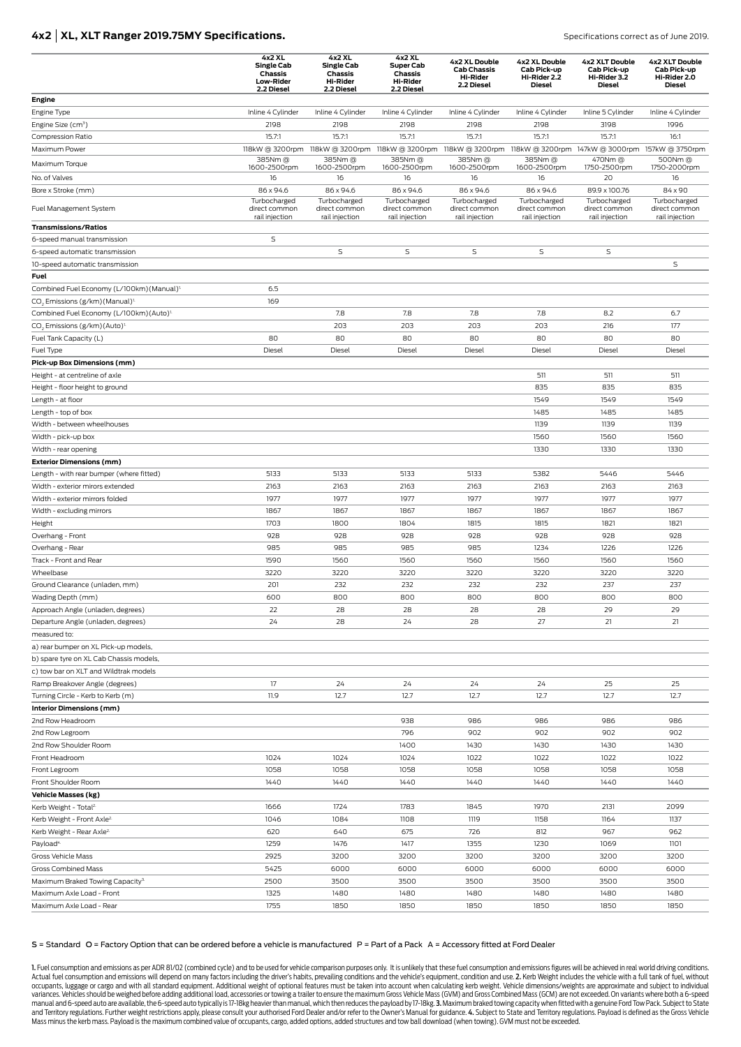# 4x2 | XL, XLT Ranger 2019.75MY Specifications.

Specifications correct as of June 2019.

| | 4x2 XL Single Cab Chassis Low-Rider 2.2 Diesel | 4x2 XL Single Cab Chassis Hi-Rider 2.2 Diesel | 4x2 XL Super Cab Chassis Hi-Rider 2.2 Diesel | 4x2 XL Double Cab Chassis Hi-Rider 2.2 Diesel | 4x2 XL Double Cab Pick-up Hi-Rider 2.2 Diesel | 4x2 XLT Double Cab Pick-up Hi-Rider 3.2 Diesel | 4x2 XLT Double Cab Pick-up Hi-Rider 2.0 Diesel |
|---|---|---|---|---|---|---|---|
| **Engine** | | | | | | | |
| Engine Type | Inline 4 Cylinder | Inline 4 Cylinder | Inline 4 Cylinder | Inline 4 Cylinder | Inline 4 Cylinder | Inline 5 Cylinder | Inline 4 Cylinder |
| Engine Size ($cm^3$) | 2198 | 2198 | 2198 | 2198 | 2198 | 3198 | 1996 |
| Compression Ratio | 15.7:1 | 15.7:1 | 15.7:1 | 15.7:1 | 15.7:1 | 15.7:1 | 16:1 |
| Maximum Power | 118kW @ 3200rpm | 118kW @ 3200rpm | 118kW @ 3200rpm | 118kW @ 3200rpm | 118kW @ 3200rpm | 147kW @ 3000rpm | 157kW @ 3750rpm |
| Maximum Torque | 385Nm @ 1600-2500rpm | 385Nm @ 1600-2500rpm | 385Nm @ 1600-2500rpm | 385Nm @ 1600-2500rpm | 385Nm @ 1600-2500rpm | 470Nm @ 1750-2500rpm | 500Nm @ 1750-2000rpm |
| No. of Valves | 16 | 16 | 16 | 16 | 16 | 20 | 16 |
| Bore x Stroke (mm) | 86 x 94.6 | 86 x 94.6 | 86 x 94.6 | 86 x 94.6 | 86 x 94.6 | 89.9 x 100.76 | 84 x 90 |
| Fuel Management System | Turbocharged direct common rail injection | Turbocharged direct common rail injection | Turbocharged direct common rail injection | Turbocharged direct common rail injection | Turbocharged direct common rail injection | Turbocharged direct common rail injection | Turbocharged direct common rail injection |
| **Transmissions/Ratios** | | | | | | | |
| 6-speed manual transmission | S | | | | | | |
| 6-speed automatic transmission | | S | S | S | S | S | |
| 10-speed automatic transmission | | | | | | | S |
| **Fuel** | | | | | | | |
| Combined Fuel Economy (L/100km) (Manual)[1] | 6.5 | | | | | | |
| $CO_2$ Emissions (g/km) (Manual)[1] | 169 | | | | | | |
| Combined Fuel Economy (L/100km) (Auto)[1] | | 7.8 | 7.8 | 7.8 | 7.8 | 8.2 | 6.7 |
| $CO_2$ Emissions (g/km) (Auto)[1] | | 203 | 203 | 203 | 203 | 216 | 177 |
| Fuel Tank Capacity (L) | 80 | 80 | 80 | 80 | 80 | 80 | 80 |
| Fuel Type | Diesel | Diesel | Diesel | Diesel | Diesel | Diesel | Diesel |
| **Pick-up Box Dimensions (mm)** | | | | | | | |
| Height - at centreline of axle | | | | | 511 | 511 | 511 |
| Height - floor height to ground | | | | | 835 | 835 | 835 |
| Length - at floor | | | | | 1549 | 1549 | 1549 |
| Length - top of box | | | | | 1485 | 1485 | 1485 |
| Width - between wheelhouses | | | | | 1139 | 1139 | 1139 |
| Width - pick-up box | | | | | 1560 | 1560 | 1560 |
| Width - rear opening | | | | | 1330 | 1330 | 1330 |
| **Exterior Dimensions (mm)** | | | | | | | |
| Length - with rear bumper (where fitted) | 5133 | 5133 | 5133 | 5133 | 5382 | 5446 | 5446 |
| Width - exterior mirrors extended | 2163 | 2163 | 2163 | 2163 | 2163 | 2163 | 2163 |
| Width - exterior mirrors folded | 1977 | 1977 | 1977 | 1977 | 1977 | 1977 | 1977 |
| Width - excluding mirrors | 1867 | 1867 | 1867 | 1867 | 1867 | 1867 | 1867 |
| Height | 1703 | 1800 | 1804 | 1815 | 1815 | 1821 | 1821 |
| Overhang - Front | 928 | 928 | 928 | 928 | 928 | 928 | 928 |
| Overhang - Rear | 985 | 985 | 985 | 985 | 1234 | 1226 | 1226 |
| Track - Front and Rear | 1590 | 1560 | 1560 | 1560 | 1560 | 1560 | 1560 |
| Wheelbase | 3220 | 3220 | 3220 | 3220 | 3220 | 3220 | 3220 |
| Ground Clearance (unladen, mm) | 201 | 232 | 232 | 232 | 232 | 237 | 237 |
| Wading Depth (mm) | 600 | 800 | 800 | 800 | 800 | 800 | 800 |
| Approach Angle (unladen, degrees) | 22 | 28 | 28 | 28 | 28 | 29 | 29 |
| Departure Angle (unladen, degrees) | 24 | 28 | 24 | 28 | 27 | 21 | 21 |
| measured to: | | | | | | | |
| a) rear bumper on XL Pick-up models, | | | | | | | |
| b) spare tyre on XL Cab Chassis models, | | | | | | | |
| c) tow bar on XLT and Wildtrak models | | | | | | | |
| Ramp Breakover Angle (degrees) | 17 | 24 | 24 | 24 | 24 | 25 | 25 |
| Turning Circle - Kerb to Kerb (m) | 11.9 | 12.7 | 12.7 | 12.7 | 12.7 | 12.7 | 12.7 |
| **Interior Dimensions (mm)** | | | | | | | |
| 2nd Row Headroom | | | 938 | 986 | 986 | 986 | 986 |
| 2nd Row Legroom | | | 796 | 902 | 902 | 902 | 902 |
| 2nd Row Shoulder Room | | | 1400 | 1430 | 1430 | 1430 | 1430 |
| Front Headroom | 1024 | 1024 | 1024 | 1022 | 1022 | 1022 | 1022 |
| Front Legroom | 1058 | 1058 | 1058 | 1058 | 1058 | 1058 | 1058 |
| Front Shoulder Room | 1440 | 1440 | 1440 | 1440 | 1440 | 1440 | 1440 |
| **Vehicle Masses (kg)** | | | | | | | |
| Kerb Weight - Total[2] | 1666 | 1724 | 1783 | 1845 | 1970 | 2131 | 2099 |
| Kerb Weight - Front Axle[2] | 1046 | 1084 | 1108 | 1119 | 1158 | 1164 | 1137 |
| Kerb Weight - Rear Axle[2] | 620 | 640 | 675 | 726 | 812 | 967 | 962 |
| Payload[4] | 1259 | 1476 | 1417 | 1355 | 1230 | 1069 | 1101 |
| Gross Vehicle Mass | 2925 | 3200 | 3200 | 3200 | 3200 | 3200 | 3200 |
| Gross Combined Mass | 5425 | 6000 | 6000 | 6000 | 6000 | 6000 | 6000 |
| Maximum Braked Towing Capacity[3] | 2500 | 3500 | 3500 | 3500 | 3500 | 3500 | 3500 |
| Maximum Axle Load - Front | 1325 | 1480 | 1480 | 1480 | 1480 | 1480 | 1480 |
| Maximum Axle Load - Rear | 1755 | 1850 | 1850 | 1850 | 1850 | 1850 | 1850 |

S = Standard O = Factory Option that can be ordered before a vehicle is manufactured P = Part of a Pack A = Accessory fitted at Ford Dealer

**1.** Fuel consumption and emissions as per ADR 81/02 (combined cycle) and to be used for vehicle comparison purposes only. It is unlikely that these fuel consumption and emissions figures will be achieved in real world driving conditions. Actual fuel consumption and emissions will depend on many factors including the driver's habits, prevailing conditions and the vehicle's equipment, condition and use. **2.** Kerb Weight includes the vehicle with a full tank of fuel, without occupants, luggage or cargo and with all standard equipment. Additional weight of optional features must be taken into account when calculating kerb weight. Vehicle dimensions/weights are approximate and subject to individual variances. Vehicles should be weighed before adding additional load, accessories or towing a trailer to ensure the maximum Gross Vehicle Mass (GVM) and Gross Combined Mass (GCM) are not exceeded. On variants where both a 6-speed manual and 6-speed auto are available, the 6-speed auto typically is 17-18kg heavier than manual, which then reduces the payload by 17-18kg. **3.** Maximum braked towing capacity when fitted with a genuine Ford Tow Pack. Subject to State and Territory regulations. Further weight restrictions apply, please consult your authorised Ford Dealer and/or refer to the Owner's Manual for guidance. **4.** Subject to State and Territory regulations. Payload is defined as the Gross Vehicle Mass minus the kerb mass. Payload is the maximum combined value of occupants, cargo, added options, added structures and tow ball download (when towing). GVM must not be exceeded.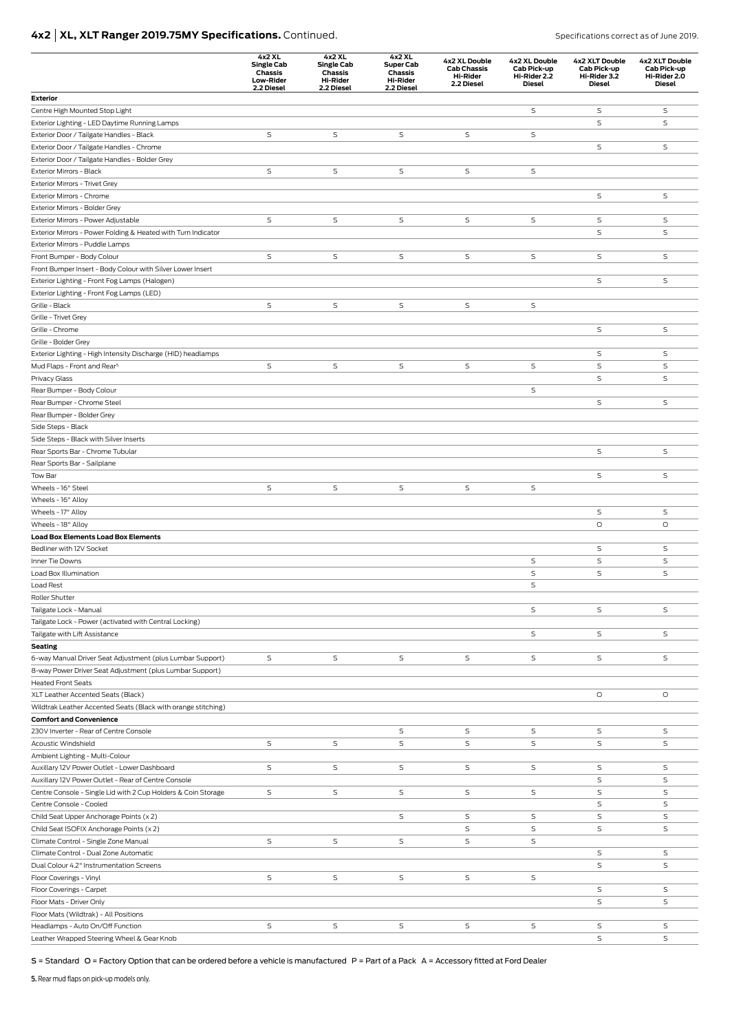## 4x2 | XL, XLT Ranger 2019.75MY Specifications. Continued.

Specifications correct as of June 2019.

| | 4x2 XL Single Cab Chassis Low-Rider 2.2 Diesel | 4x2 XL Single Cab Chassis Hi-Rider 2.2 Diesel | 4x2 XL Super Cab Chassis Hi-Rider 2.2 Diesel | 4x2 XL Double Cab Chassis Hi-Rider 2.2 Diesel | 4x2 XL Double Cab Pick-up Hi-Rider 2.2 Diesel | 4x2 XLT Double Cab Pick-up Hi-Rider 3.2 Diesel | 4x2 XLT Double Cab Pick-up Hi-Rider 2.0 Diesel |
|---|---|---|---|---|---|---|---|
| **Exterior** | | | | | | | |
| Centre High Mounted Stop Light | | | | | S | S | S |
| Exterior Lighting - LED Daytime Running Lamps | | | | | | S | S |
| Exterior Door / Tailgate Handles - Black | S | S | S | S | S | | |
| Exterior Door / Tailgate Handles - Chrome | | | | | | S | S |
| Exterior Door / Tailgate Handles - Bolder Grey | | | | | | | |
| Exterior Mirrors - Black | S | S | S | S | S | | |
| Exterior Mirrors - Trivet Grey | | | | | | | |
| Exterior Mirrors - Chrome | | | | | | S | S |
| Exterior Mirrors - Bolder Grey | | | | | | | |
| Exterior Mirrors - Power Adjustable | S | S | S | S | S | S | S |
| Exterior Mirrors - Power Folding & Heated with Turn Indicator | | | | | | S | S |
| Exterior Mirrors - Puddle Lamps | | | | | | | |
| Front Bumper - Body Colour | S | S | S | S | S | S | S |
| Front Bumper Insert - Body Colour with Silver Lower Insert | | | | | | | |
| Exterior Lighting - Front Fog Lamps (Halogen) | | | | | | S | S |
| Exterior Lighting - Front Fog Lamps (LED) | | | | | | | |
| Grille - Black | S | S | S | S | S | | |
| Grille - Trivet Grey | | | | | | | |
| Grille - Chrome | | | | | | S | S |
| Grille - Bolder Grey | | | | | | | |
| Exterior Lighting - High Intensity Discharge (HID) headlamps | | | | | | S | S |
| Mud Flaps - Front and Rear[5] | S | S | S | S | S | S | S |
| Privacy Glass | | | | | | S | S |
| Rear Bumper - Body Colour | | | | | S | | |
| Rear Bumper - Chrome Steel | | | | | | S | S |
| Rear Bumper - Bolder Grey | | | | | | | |
| Side Steps - Black | | | | | | | |
| Side Steps - Black with Silver Inserts | | | | | | | |
| Rear Sports Bar - Chrome Tubular | | | | | | S | S |
| Rear Sports Bar - Sailplane | | | | | | | |
| Tow Bar | | | | | | S | S |
| Wheels - 16" Steel | S | S | S | S | S | | |
| Wheels - 16" Alloy | | | | | | | |
| Wheels - 17" Alloy | | | | | | S | S |
| Wheels - 18" Alloy | | | | | | O | O |
| **Load Box Elements Load Box Elements** | | | | | | | |
| Bedliner with 12V Socket | | | | | | S | S |
| Inner Tie Downs | | | | | S | S | S |
| Load Box Illumination | | | | | S | S | S |
| Load Rest | | | | | S | | |
| Roller Shutter | | | | | | | |
| Tailgate Lock - Manual | | | | | S | S | S |
| Tailgate Lock - Power (activated with Central Locking) | | | | | | | |
| Tailgate with Lift Assistance | | | | | S | S | S |
| **Seating** | | | | | | | |
| 6-way Manual Driver Seat Adjustment (plus Lumbar Support) | S | S | S | S | S | S | S |
| 8-way Power Driver Seat Adjustment (plus Lumbar Support) | | | | | | | |
| Heated Front Seats | | | | | | | |
| XLT Leather Accented Seats (Black) | | | | | | O | O |
| Wildtrak Leather Accented Seats (Black with orange stitching) | | | | | | | |
| **Comfort and Convenience** | | | | | | | |
| 230V Inverter - Rear of Centre Console | | | S | S | S | S | S |
| Acoustic Windshield | S | S | S | S | S | S | S |
| Ambient Lighting - Multi-Colour | | | | | | | |
| Auxillary 12V Power Outlet - Lower Dashboard | S | S | S | S | S | S | S |
| Auxillary 12V Power Outlet - Rear of Centre Console | | | | | | S | S |
| Centre Console - Single Lid with 2 Cup Holders & Coin Storage | S | S | S | S | S | S | S |
| Centre Console - Cooled | | | | | | S | S |
| Child Seat Upper Anchorage Points (x 2) | | | S | S | S | S | S |
| Child Seat ISOFIX Anchorage Points (x 2) | | | | S | S | S | S |
| Climate Control - Single Zone Manual | S | S | S | S | S | | |
| Climate Control - Dual Zone Automatic | | | | | | S | S |
| Dual Colour 4.2" Instrumentation Screens | | | | | | S | S |
| Floor Coverings - Vinyl | S | S | S | S | S | | |
| Floor Coverings - Carpet | | | | | | S | S |
| Floor Mats - Driver Only | | | | | | S | S |
| Floor Mats (Wildtrak) - All Positions | | | | | | | |
| Headlamps - Auto On/Off Function | S | S | S | S | S | S | S |
| Leather Wrapped Steering Wheel & Gear Knob | | | | | | S | S |

S = Standard O = Factory Option that can be ordered before a vehicle is manufactured P = Part of a Pack A = Accessory fitted at Ford Dealer

5. Rear mud flaps on pick-up models only.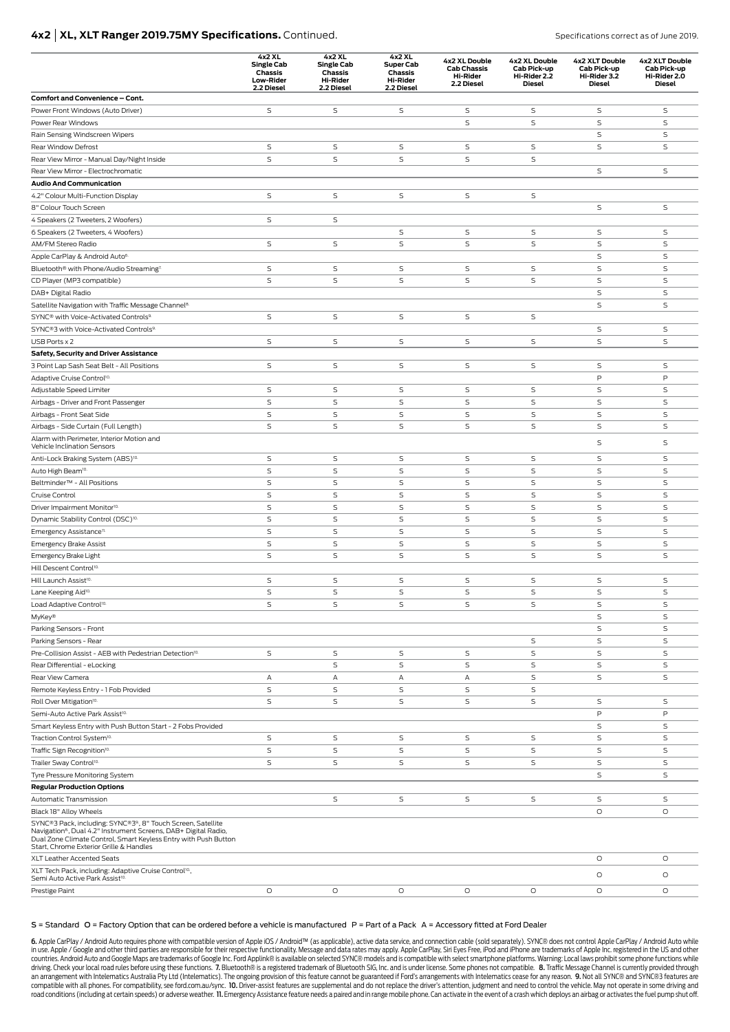## 4x2 | XL, XLT Ranger 2019.75MY Specifications. Continued.

Specifications correct as of June 2019.

| | 4x2 XL Single Cab Chassis Low-Rider 2.2 Diesel | 4x2 XL Single Cab Chassis Hi-Rider 2.2 Diesel | 4x2 XL Super Cab Chassis Hi-Rider 2.2 Diesel | 4x2 XL Double Cab Chassis Hi-Rider 2.2 Diesel | 4x2 XL Double Cab Pick-up Hi-Rider 2.2 Diesel | 4x2 XLT Double Cab Pick-up Hi-Rider 3.2 Diesel | 4x2 XLT Double Cab Pick-up Hi-Rider 2.0 Diesel |
|---|---|---|---|---|---|---|---|
| **Comfort and Convenience – Cont.** | | | | | | | |
| Power Front Windows (Auto Driver) | S | S | S | S | S | S | S |
| Power Rear Windows | | | | S | S | S | S |
| Rain Sensing Windscreen Wipers | | | | | | S | S |
| Rear Window Defrost | S | S | S | S | S | S | S |
| Rear View Mirror - Manual Day/Night Inside | S | S | S | S | S | | |
| Rear View Mirror - Electrochromatic | | | | | | S | S |
| **Audio And Communication** | | | | | | | |
| 4.2" Colour Multi-Function Display | S | S | S | S | S | | |
| 8" Colour Touch Screen | | | | | | S | S |
| 4 Speakers (2 Tweeters, 2 Woofers) | S | S | | | | | |
| 6 Speakers (2 Tweeters, 4 Woofers) | | | S | S | S | S | S |
| AM/FM Stereo Radio | S | S | S | S | S | S | S |
| Apple CarPlay & Android Auto[6] | | | | | | S | S |
| Bluetooth® with Phone/Audio Streaming[7] | S | S | S | S | S | S | S |
| CD Player (MP3 compatible) | S | S | S | S | S | S | S |
| DAB+ Digital Radio | | | | | | S | S |
| Satellite Navigation with Traffic Message Channel[8] | | | | | | S | S |
| SYNC® with Voice-Activated Controls[9] | S | S | S | S | S | | |
| SYNC®3 with Voice-Activated Controls[9] | | | | | | S | S |
| USB Ports x 2 | S | S | S | S | S | S | S |
| **Safety, Security and Driver Assistance** | | | | | | | |
| 3 Point Lap Sash Seat Belt - All Positions | S | S | S | S | S | S | S |
| Adaptive Cruise Control[10] | | | | | | P | P |
| Adjustable Speed Limiter | S | S | S | S | S | S | S |
| Airbags - Driver and Front Passenger | S | S | S | S | S | S | S |
| Airbags - Front Seat Side | S | S | S | S | S | S | S |
| Airbags - Side Curtain (Full Length) | S | S | S | S | S | S | S |
| Alarm with Perimeter, Interior Motion and Vehicle Inclination Sensors | | | | | | S | S |
| Anti-Lock Braking System (ABS)[10] | S | S | S | S | S | S | S |
| Auto High Beam[10] | S | S | S | S | S | S | S |
| Beltminder™ - All Positions | S | S | S | S | S | S | S |
| Cruise Control | S | S | S | S | S | S | S |
| Driver Impairment Monitor[10] | S | S | S | S | S | S | S |
| Dynamic Stability Control (DSC)[10] | S | S | S | S | S | S | S |
| Emergency Assistance[11] | S | S | S | S | S | S | S |
| Emergency Brake Assist | S | S | S | S | S | S | S |
| Emergency Brake Light | S | S | S | S | S | S | S |
| Hill Descent Control[10] | | | | | | | |
| Hill Launch Assist[10] | S | S | S | S | S | S | S |
| Lane Keeping Aid[10] | S | S | S | S | S | S | S |
| Load Adaptive Control[10] | S | S | S | S | S | S | S |
| MyKey® | | | | | | S | S |
| Parking Sensors - Front | | | | | | S | S |
| Parking Sensors - Rear | | | | | S | S | S |
| Pre-Collision Assist - AEB with Pedestrian Detection[10] | S | S | S | S | S | S | S |
| Rear Differential - eLocking | | S | S | S | S | S | S |
| Rear View Camera | A | A | A | A | S | S | S |
| Remote Keyless Entry - 1 Fob Provided | S | S | S | S | S | | |
| Roll Over Mitigation[10] | S | S | S | S | S | S | S |
| Semi-Auto Active Park Assist[10] | | | | | | P | P |
| Smart Keyless Entry with Push Button Start - 2 Fobs Provided | | | | | | S | S |
| Traction Control System[10] | S | S | S | S | S | S | S |
| Traffic Sign Recognition[10] | S | S | S | S | S | S | S |
| Trailer Sway Control[10] | S | S | S | S | S | S | S |
| Tyre Pressure Monitoring System | | | | | | S | S |
| **Regular Production Options** | | | | | | | |
| Automatic Transmission | | S | S | S | S | S | S |
| Black 18" Alloy Wheels | | | | | | O | O |
| SYNC®3 Pack, including: SYNC®3[9], 8" Touch Screen, Satellite Navigation[8], Dual 4.2" Instrument Screens, DAB+ Digital Radio, Dual Zone Climate Control, Smart Keyless Entry with Push Button Start, Chrome Exterior Grille & Handles | | | | | | | |
| XLT Leather Accented Seats | | | | | | O | O |
| XLT Tech Pack, including: Adaptive Cruise Control[10], Semi Auto Active Park Assist[10] | | | | | | O | O |
| Prestige Paint | O | O | O | O | O | O | O |

S = Standard O = Factory Option that can be ordered before a vehicle is manufactured P = Part of a Pack A = Accessory fitted at Ford Dealer

6. Apple CarPlay / Android Auto requires phone with compatible version of Apple iOS / Android™ (as applicable), active data service, and connection cable (sold separately). SYNC® does not control Apple CarPlay / Android Auto while in use. Apple / Google and other third parties are responsible for their respective functionality. Message and data rates may apply. Apple CarPlay, Siri Eyes Free, iPod and iPhone are trademarks of Apple Inc. registered in the US and other countries. Android Auto and Google Maps are trademarks of Google Inc. Ford Applink® is available on selected SYNC® models and is compatible with select smartphone platforms. Warning: Local laws prohibit some phone functions while driving. Check your local road rules before using these functions. 7. Bluetooth® is a registered trademark of Bluetooth SIG, Inc. and is under license. Some phones not compatible. 8. Traffic Message Channel is currently provided through an arrangement with Intelematics Australia Pty Ltd (Intelematics). The ongoing provision of this feature cannot be guaranteed if Ford's arrangements with Intelematics cease for any reason. 9. Not all SYNC® and SYNC®3 features are compatible with all phones. For compatibility, see ford.com.au/sync. 10. Driver-assist features are supplemental and do not replace the driver's attention, judgment and need to control the vehicle. May not operate in some driving and road conditions (including at certain speeds) or adverse weather. 11. Emergency Assistance feature needs a paired and in range mobile phone. Can activate in the event of a crash which deploys an airbag or activates the fuel pump shut off.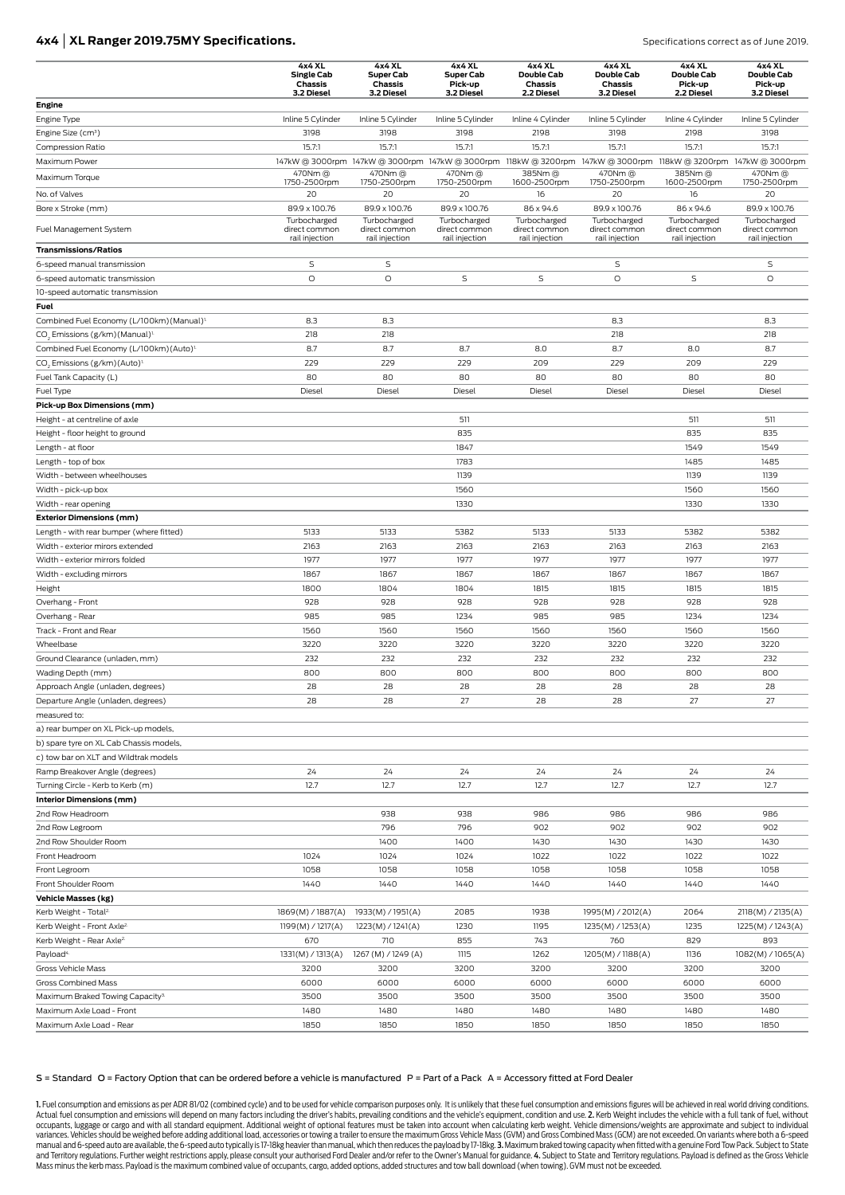## 4x4 | XL Ranger 2019.75MY Specifications.

Specifications correct as of June 2019.

| | 4x4 XL Single Cab Chassis 3.2 Diesel | 4x4 XL Super Cab Chassis 3.2 Diesel | 4x4 XL Super Cab Pick-up 3.2 Diesel | 4x4 XL Double Cab Chassis 2.2 Diesel | 4x4 XL Double Cab Chassis 3.2 Diesel | 4x4 XL Double Cab Pick-up 2.2 Diesel | 4x4 XL Double Cab Pick-up 3.2 Diesel |
|---|---|---|---|---|---|---|---|
| **Engine** | | | | | | | |
| Engine Type | Inline 5 Cylinder | Inline 5 Cylinder | Inline 5 Cylinder | Inline 4 Cylinder | Inline 5 Cylinder | Inline 4 Cylinder | Inline 5 Cylinder |
| Engine Size (cm³) | 3198 | 3198 | 3198 | 2198 | 3198 | 2198 | 3198 |
| Compression Ratio | 15.7:1 | 15.7:1 | 15.7:1 | 15.7:1 | 15.7:1 | 15.7:1 | 15.7:1 |
| Maximum Power | 147kW @ 3000rpm | 147kW @ 3000rpm | 147kW @ 3000rpm | 118kW @ 3200rpm | 147kW @ 3000rpm | 118kW @ 3200rpm | 147kW @ 3000rpm |
| Maximum Torque | 470Nm @ 1750-2500rpm | 470Nm @ 1750-2500rpm | 470Nm @ 1750-2500rpm | 385Nm @ 1600-2500rpm | 470Nm @ 1750-2500rpm | 385Nm @ 1600-2500rpm | 470Nm @ 1750-2500rpm |
| No. of Valves | 20 | 20 | 20 | 16 | 20 | 16 | 20 |
| Bore x Stroke (mm) | 89.9 x 100.76 | 89.9 x 100.76 | 89.9 x 100.76 | 86 x 94.6 | 89.9 x 100.76 | 86 x 94.6 | 89.9 x 100.76 |
| Fuel Management System | Turbocharged direct common rail injection | Turbocharged direct common rail injection | Turbocharged direct common rail injection | Turbocharged direct common rail injection | Turbocharged direct common rail injection | Turbocharged direct common rail injection | Turbocharged direct common rail injection |
| **Transmissions/Ratios** | | | | | | | |
| 6-speed manual transmission | S | S | | | S | | S |
| 6-speed automatic transmission | O | O | S | S | O | S | O |
| 10-speed automatic transmission | | | | | | | |
| **Fuel** | | | | | | | |
| Combined Fuel Economy (L/100km)(Manual)[1] | 8.3 | 8.3 | | | 8.3 | | 8.3 |
| $CO_2$ Emissions (g/km)(Manual)[1] | 218 | 218 | | | 218 | | 218 |
| Combined Fuel Economy (L/100km)(Auto)[1] | 8.7 | 8.7 | 8.7 | 8.0 | 8.7 | 8.0 | 8.7 |
| $CO_2$ Emissions (g/km)(Auto)[1] | 229 | 229 | 229 | 209 | 229 | 209 | 229 |
| Fuel Tank Capacity (L) | 80 | 80 | 80 | 80 | 80 | 80 | 80 |
| Fuel Type | Diesel | Diesel | Diesel | Diesel | Diesel | Diesel | Diesel |
| **Pick-up Box Dimensions (mm)** | | | | | | | |
| Height - at centreline of axle | | | 511 | | | 511 | 511 |
| Height - floor height to ground | | | 835 | | | 835 | 835 |
| Length - at floor | | | 1847 | | | 1549 | 1549 |
| Length - top of box | | | 1783 | | | 1485 | 1485 |
| Width - between wheelhouses | | | 1139 | | | 1139 | 1139 |
| Width - pick-up box | | | 1560 | | | 1560 | 1560 |
| Width - rear opening | | | 1330 | | | 1330 | 1330 |
| **Exterior Dimensions (mm)** | | | | | | | |
| Length - with rear bumper (where fitted) | 5133 | 5133 | 5382 | 5133 | 5133 | 5382 | 5382 |
| Width - exterior mirrors extended | 2163 | 2163 | 2163 | 2163 | 2163 | 2163 | 2163 |
| Width - exterior mirrors folded | 1977 | 1977 | 1977 | 1977 | 1977 | 1977 | 1977 |
| Width - excluding mirrors | 1867 | 1867 | 1867 | 1867 | 1867 | 1867 | 1867 |
| Height | 1800 | 1804 | 1804 | 1815 | 1815 | 1815 | 1815 |
| Overhang - Front | 928 | 928 | 928 | 928 | 928 | 928 | 928 |
| Overhang - Rear | 985 | 985 | 1234 | 985 | 985 | 1234 | 1234 |
| Track - Front and Rear | 1560 | 1560 | 1560 | 1560 | 1560 | 1560 | 1560 |
| Wheelbase | 3220 | 3220 | 3220 | 3220 | 3220 | 3220 | 3220 |
| Ground Clearance (unladen, mm) | 232 | 232 | 232 | 232 | 232 | 232 | 232 |
| Wading Depth (mm) | 800 | 800 | 800 | 800 | 800 | 800 | 800 |
| Approach Angle (unladen, degrees) | 28 | 28 | 28 | 28 | 28 | 28 | 28 |
| Departure Angle (unladen, degrees) | 28 | 28 | 27 | 28 | 28 | 27 | 27 |
| measured to: | | | | | | | |
| a) rear bumper on XL Pick-up models, | | | | | | | |
| b) spare tyre on XL Cab Chassis models, | | | | | | | |
| c) tow bar on XLT and Wildtrak models | | | | | | | |
| Ramp Breakover Angle (degrees) | 24 | 24 | 24 | 24 | 24 | 24 | 24 |
| Turning Circle - Kerb to Kerb (m) | 12.7 | 12.7 | 12.7 | 12.7 | 12.7 | 12.7 | 12.7 |
| **Interior Dimensions (mm)** | | | | | | | |
| 2nd Row Headroom | | 938 | 938 | 986 | 986 | 986 | 986 |
| 2nd Row Legroom | | 796 | 796 | 902 | 902 | 902 | 902 |
| 2nd Row Shoulder Room | | 1400 | 1400 | 1430 | 1430 | 1430 | 1430 |
| Front Headroom | 1024 | 1024 | 1024 | 1022 | 1022 | 1022 | 1022 |
| Front Legroom | 1058 | 1058 | 1058 | 1058 | 1058 | 1058 | 1058 |
| Front Shoulder Room | 1440 | 1440 | 1440 | 1440 | 1440 | 1440 | 1440 |
| **Vehicle Masses (kg)** | | | | | | | |
| Kerb Weight - Total[2] | 1869(M) / 1887(A) | 1933(M) / 1951(A) | 2085 | 1938 | 1995(M) / 2012(A) | 2064 | 2118(M) / 2135(A) |
| Kerb Weight - Front Axle[2] | 1199(M) / 1217(A) | 1223(M) / 1241(A) | 1230 | 1195 | 1235(M) / 1253(A) | 1235 | 1225(M) / 1243(A) |
| Kerb Weight - Rear Axle[2] | 670 | 710 | 855 | 743 | 760 | 829 | 893 |
| Payload[4] | 1331(M) / 1313(A) | 1267 (M) / 1249 (A) | 1115 | 1262 | 1205(M) / 1188(A) | 1136 | 1082(M) / 1065(A) |
| Gross Vehicle Mass | 3200 | 3200 | 3200 | 3200 | 3200 | 3200 | 3200 |
| Gross Combined Mass | 6000 | 6000 | 6000 | 6000 | 6000 | 6000 | 6000 |
| Maximum Braked Towing Capacity[3] | 3500 | 3500 | 3500 | 3500 | 3500 | 3500 | 3500 |
| Maximum Axle Load - Front | 1480 | 1480 | 1480 | 1480 | 1480 | 1480 | 1480 |
| Maximum Axle Load - Rear | 1850 | 1850 | 1850 | 1850 | 1850 | 1850 | 1850 |

S = Standard O = Factory Option that can be ordered before a vehicle is manufactured P = Part of a Pack A = Accessory fitted at Ford Dealer

**1.** Fuel consumption and emissions as per ADR 81/02 (combined cycle) and to be used for vehicle comparison purposes only. It is unlikely that these fuel consumption and emissions figures will be achieved in real world driving conditions. Actual fuel consumption and emissions will depend on many factors including the driver's habits, prevailing conditions and the vehicle's equipment, condition and use. **2.** Kerb Weight includes the vehicle with a full tank of fuel, without occupants, luggage or cargo and with all standard equipment. Additional weight of optional features must be taken into account when calculating kerb weight. Vehicle dimensions/weights are approximate and subject to individual variances. Vehicles should be weighed before adding additional load, accessories or towing a trailer to ensure the maximum Gross Vehicle Mass (GVM) and Gross Combined Mass (GCM) are not exceeded. On variants where both a 6-speed manual and 6-speed auto are available, the 6-speed auto typically is 17-18kg heavier than manual, which then reduces the payload by 17-18kg. **3.** Maximum braked towing capacity when fitted with a genuine Ford Tow Pack. Subject to State and Territory regulations. Further weight restrictions apply, please consult your authorised Ford Dealer and/or refer to the Owner's Manual for guidance. **4.** Subject to State and Territory regulations. Payload is defined as the Gross Vehicle Mass minus the kerb mass. Payload is the maximum combined value of occupants, cargo, added options, added structures and tow ball download (when towing). GVM must not be exceeded.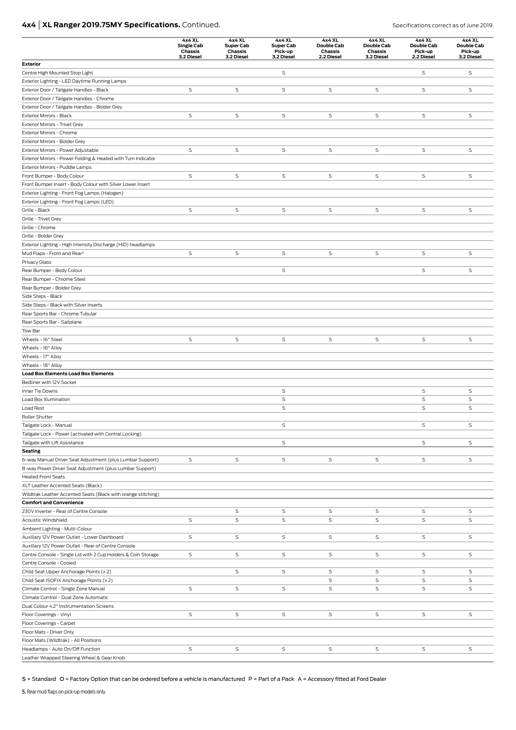## 4x4 | XL Ranger 2019.75MY Specifications. Continued.

Specifications correct as of June 2019.

| | 4x4 XL Single Cab Chassis 3.2 Diesel | 4x4 XL Super Cab Chassis 3.2 Diesel | 4x4 XL Super Cab Pick-up 3.2 Diesel | 4x4 XL Double Cab Chassis 2.2 Diesel | 4x4 XL Double Cab Chassis 3.2 Diesel | 4x4 XL Double Cab Pick-up 2.2 Diesel | 4x4 XL Double Cab Pick-up 3.2 Diesel |
|---|---|---|---|---|---|---|---|
| **Exterior** | | | | | | | |
| Centre High Mounted Stop Light | | | S | | | S | S |
| Exterior Lighting - LED Daytime Running Lamps | | | | | | | |
| Exterior Door / Tailgate Handles - Black | S | S | S | S | S | S | S |
| Exterior Door / Tailgate Handles - Chrome | | | | | | | |
| Exterior Door / Tailgate Handles - Bolder Grey | | | | | | | |
| Exterior Mirrors - Black | S | S | S | S | S | S | S |
| Exterior Mirrors - Trivet Grey | | | | | | | |
| Exterior Mirrors - Chrome | | | | | | | |
| Exterior Mirrors - Bolder Grey | | | | | | | |
| Exterior Mirrors - Power Adjustable | S | S | S | S | S | S | S |
| Exterior Mirrors - Power Folding & Heated with Turn Indicator | | | | | | | |
| Exterior Mirrors - Puddle Lamps | | | | | | | |
| Front Bumper - Body Colour | S | S | S | S | S | S | S |
| Front Bumper Insert - Body Colour with Silver Lower Insert | | | | | | | |
| Exterior Lighting - Front Fog Lamps (Halogen) | | | | | | | |
| Exterior Lighting - Front Fog Lamps (LED) | | | | | | | |
| Grille - Black | S | S | S | S | S | S | S |
| Grille - Trivet Grey | | | | | | | |
| Grille - Chrome | | | | | | | |
| Grille - Bolder Grey | | | | | | | |
| Exterior Lighting - High Intensity Discharge (HID) headlamps | | | | | | | |
| Mud Flaps - Front and Rear[5] | S | S | S | S | S | S | S |
| Privacy Glass | | | | | | | |
| Rear Bumper - Body Colour | | | S | | | S | S |
| Rear Bumper - Chrome Steel | | | | | | | |
| Rear Bumper - Bolder Grey | | | | | | | |
| Side Steps - Black | | | | | | | |
| Side Steps - Black with Silver Inserts | | | | | | | |
| Rear Sports Bar - Chrome Tubular | | | | | | | |
| Rear Sports Bar - Sailplane | | | | | | | |
| Tow Bar | | | | | | | |
| Wheels - 16" Steel | S | S | S | S | S | S | S |
| Wheels - 16" Alloy | | | | | | | |
| Wheels - 17" Alloy | | | | | | | |
| Wheels - 18" Alloy | | | | | | | |
| **Load Box Elements Load Box Elements** | | | | | | | |
| Bedliner with 12V Socket | | | | | | | |
| Inner Tie Downs | | | S | | | S | S |
| Load Box Illumination | | | S | | | S | S |
| Load Rest | | | S | | | S | S |
| Roller Shutter | | | | | | | |
| Tailgate Lock - Manual | | | S | | | S | S |
| Tailgate Lock - Power (activated with Central Locking) | | | | | | | |
| Tailgate with Lift Assistance | | | S | | | S | S |
| **Seating** | | | | | | | |
| 6-way Manual Driver Seat Adjustment (plus Lumbar Support) | S | S | S | S | S | S | S |
| 8-way Power Driver Seat Adjustment (plus Lumbar Support) | | | | | | | |
| Heated Front Seats | | | | | | | |
| XLT Leather Accented Seats (Black) | | | | | | | |
| Wildtrak Leather Accented Seats (Black with orange stitching) | | | | | | | |
| **Comfort and Convenience** | | | | | | | |
| 230V Inverter - Rear of Centre Console | | S | S | S | S | S | S |
| Acoustic Windshield | S | S | S | S | S | S | S |
| Ambient Lighting - Multi-Colour | | | | | | | |
| Auxillary 12V Power Outlet - Lower Dashboard | S | S | S | S | S | S | S |
| Auxillary 12V Power Outlet - Rear of Centre Console | | | | | | | |
| Centre Console - Single Lid with 2 Cup Holders & Coin Storage | S | S | S | S | S | S | S |
| Centre Console - Cooled | | | | | | | |
| Child Seat Upper Anchorage Points (x 2) | | S | S | S | S | S | S |
| Child Seat ISOFIX Anchorage Points (x 2) | | | | S | S | S | S |
| Climate Control - Single Zone Manual | S | S | S | S | S | S | S |
| Climate Control - Dual Zone Automatic | | | | | | | |
| Dual Colour 4.2" Instrumentation Screens | | | | | | | |
| Floor Coverings - Vinyl | S | S | S | S | S | S | S |
| Floor Coverings - Carpet | | | | | | | |
| Floor Mats - Driver Only | | | | | | | |
| Floor Mats (Wildtrak) - All Positions | | | | | | | |
| Headlamps - Auto On/Off Function | S | S | S | S | S | S | S |
| Leather Wrapped Steering Wheel & Gear Knob | | | | | | | |

S = Standard O = Factory Option that can be ordered before a vehicle is manufactured P = Part of a Pack A = Accessory fitted at Ford Dealer

5. Rear mud flaps on pick-up models only.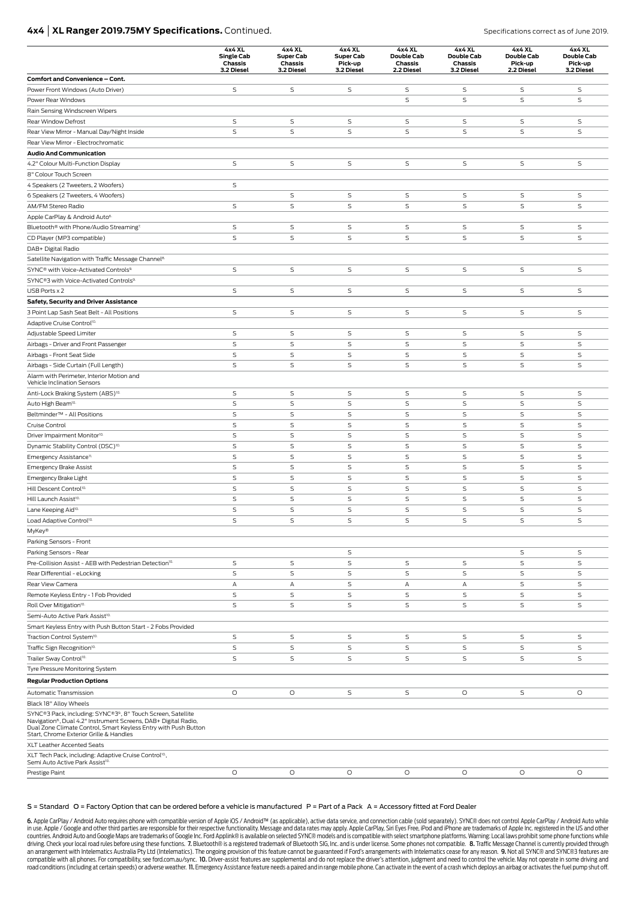## 4x4 | XL Ranger 2019.75MY Specifications. Continued.

Specifications correct as of June 2019.

| | 4x4 XL Single Cab Chassis 3.2 Diesel | 4x4 XL Super Cab Chassis 3.2 Diesel | 4x4 XL Super Cab Pick-up 3.2 Diesel | 4x4 XL Double Cab Chassis 2.2 Diesel | 4x4 XL Double Cab Chassis 3.2 Diesel | 4x4 XL Double Cab Pick-up 2.2 Diesel | 4x4 XL Double Cab Pick-up 3.2 Diesel |
|---|---|---|---|---|---|---|---|
| **Comfort and Convenience – Cont.** | | | | | | | |
| Power Front Windows (Auto Driver) | S | S | S | S | S | S | S |
| Power Rear Windows | | | | S | S | S | S |
| Rain Sensing Windscreen Wipers | | | | | | | |
| Rear Window Defrost | S | S | S | S | S | S | S |
| Rear View Mirror - Manual Day/Night Inside | S | S | S | S | S | S | S |
| Rear View Mirror - Electrochromatic | | | | | | | |
| **Audio And Communication** | | | | | | | |
| 4.2" Colour Multi-Function Display | S | S | S | S | S | S | S |
| 8" Colour Touch Screen | | | | | | | |
| 4 Speakers (2 Tweeters, 2 Woofers) | S | | | | | | |
| 6 Speakers (2 Tweeters, 4 Woofers) | | S | S | S | S | S | S |
| AM/FM Stereo Radio | S | S | S | S | S | S | S |
| Apple CarPlay & Android Auto[6] | | | | | | | |
| Bluetooth® with Phone/Audio Streaming[7] | S | S | S | S | S | S | S |
| CD Player (MP3 compatible) | S | S | S | S | S | S | S |
| DAB+ Digital Radio | | | | | | | |
| Satellite Navigation with Traffic Message Channel[8] | | | | | | | |
| SYNC® with Voice-Activated Controls[9] | S | S | S | S | S | S | S |
| SYNC®3 with Voice-Activated Controls[9] | | | | | | | |
| USB Ports x 2 | S | S | S | S | S | S | S |
| **Safety, Security and Driver Assistance** | | | | | | | |
| 3 Point Lap Sash Seat Belt - All Positions | S | S | S | S | S | S | S |
| Adaptive Cruise Control[10] | | | | | | | |
| Adjustable Speed Limiter | S | S | S | S | S | S | S |
| Airbags - Driver and Front Passenger | S | S | S | S | S | S | S |
| Airbags - Front Seat Side | S | S | S | S | S | S | S |
| Airbags - Side Curtain (Full Length) | S | S | S | S | S | S | S |
| Alarm with Perimeter, Interior Motion and Vehicle Inclination Sensors | | | | | | | |
| Anti-Lock Braking System (ABS)[10] | S | S | S | S | S | S | S |
| Auto High Beam[10] | S | S | S | S | S | S | S |
| Beltminder™ - All Positions | S | S | S | S | S | S | S |
| Cruise Control | S | S | S | S | S | S | S |
| Driver Impairment Monitor[10] | S | S | S | S | S | S | S |
| Dynamic Stability Control (DSC)[10] | S | S | S | S | S | S | S |
| Emergency Assistance[11] | S | S | S | S | S | S | S |
| Emergency Brake Assist | S | S | S | S | S | S | S |
| Emergency Brake Light | S | S | S | S | S | S | S |
| Hill Descent Control[10] | S | S | S | S | S | S | S |
| Hill Launch Assist[10] | S | S | S | S | S | S | S |
| Lane Keeping Aid[10] | S | S | S | S | S | S | S |
| Load Adaptive Control[10] | S | S | S | S | S | S | S |
| MyKey® | | | | | | | |
| Parking Sensors - Front | | | | | | | |
| Parking Sensors - Rear | | | S | | | S | S |
| Pre-Collision Assist - AEB with Pedestrian Detection[10] | S | S | S | S | S | S | S |
| Rear Differential - eLocking | S | S | S | S | S | S | S |
| Rear View Camera | A | A | S | A | A | S | S |
| Remote Keyless Entry - 1 Fob Provided | S | S | S | S | S | S | S |
| Roll Over Mitigation[10] | S | S | S | S | S | S | S |
| Semi-Auto Active Park Assist[10] | | | | | | | |
| Smart Keyless Entry with Push Button Start - 2 Fobs Provided | | | | | | | |
| Traction Control System[10] | S | S | S | S | S | S | S |
| Traffic Sign Recognition[10] | S | S | S | S | S | S | S |
| Trailer Sway Control[10] | S | S | S | S | S | S | S |
| Tyre Pressure Monitoring System | | | | | | | |
| **Regular Production Options** | | | | | | | |
| Automatic Transmission | O | O | S | S | O | S | O |
| Black 18" Alloy Wheels | | | | | | | |
| SYNC®3 Pack, including: SYNC®3[9], 8" Touch Screen, Satellite Navigation[8], Dual 4.2" Instrument Screens, DAB+ Digital Radio, Dual Zone Climate Control, Smart Keyless Entry with Push Button Start, Chrome Exterior Grille & Handles | | | | | | | |
| XLT Leather Accented Seats | | | | | | | |
| XLT Tech Pack, including: Adaptive Cruise Control[10], Semi Auto Active Park Assist[10] | | | | | | | |
| Prestige Paint | O | O | O | O | O | O | O |

S = Standard O = Factory Option that can be ordered before a vehicle is manufactured P = Part of a Pack A = Accessory fitted at Ford Dealer

**6.** Apple CarPlay / Android Auto requires phone with compatible version of Apple iOS / Android™ (as applicable), active data service, and connection cable (sold separately). SYNC® does not control Apple CarPlay / Android Auto while in use. Apple / Google and other third parties are responsible for their respective functionality. Message and data rates may apply. Apple CarPlay, Siri Eyes Free, iPod and iPhone are trademarks of Apple Inc. registered in the US and other countries. Android Auto and Google Maps are trademarks of Google Inc. Ford Applink® is available on selected SYNC® models and is compatible with select smartphone platforms. Warning: Local laws prohibit some phone functions while driving. Check your local road rules before using these functions. **7.** Bluetooth® is a registered trademark of Bluetooth SIG, Inc. and is under license. Some phones not compatible. **8.** Traffic Message Channel is currently provided through an arrangement with Intelematics Australia Pty Ltd (Intelematics). The ongoing provision of this feature cannot be guaranteed if Ford's arrangements with Intelematics cease for any reason. **9.** Not all SYNC® and SYNC®3 features are compatible with all phones. For compatibility, see ford.com.au/sync. **10.** Driver-assist features are supplemental and do not replace the driver's attention, judgment and need to control the vehicle. May not operate in some driving and road conditions (including at certain speeds) or adverse weather. **11.** Emergency Assistance feature needs a paired and in range mobile phone. Can activate in the event of a crash which deploys an airbag or activates the fuel pump shut off.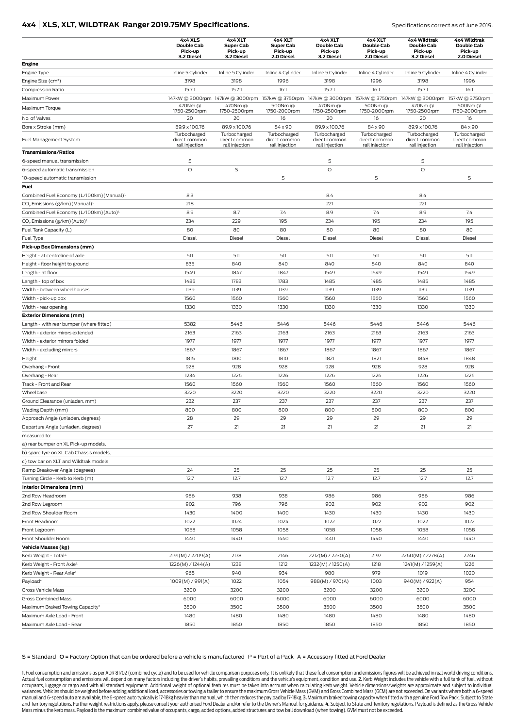## 4x4 | XLS, XLT, WILDTRAK Ranger 2019.75MY Specifications.

Specifications correct as of June 2019.

| | 4x4 XLS Double Cab Pick-up 3.2 Diesel | 4x4 XLT Super Cab Pick-up 3.2 Diesel | 4x4 XLT Super Cab Pick-up 2.0 Diesel | 4x4 XLT Double Cab Pick-up 3.2 Diesel | 4x4 XLT Double Cab Pick-up 2.0 Diesel | 4x4 Wildtrak Double Cab Pick-up 3.2 Diesel | 4x4 Wildtrak Double Cab Pick-up 2.0 Diesel |
|---|---|---|---|---|---|---|---|
| **Engine** | | | | | | | |
| Engine Type | Inline 5 Cylinder | Inline 5 Cylinder | Inline 4 Cylinder | Inline 5 Cylinder | Inline 4 Cylinder | Inline 5 Cylinder | Inline 4 Cylinder |
| Engine Size (cm³) | 3198 | 3198 | 1996 | 3198 | 1996 | 3198 | 1996 |
| Compression Ratio | 15.7:1 | 15.7:1 | 16:1 | 15.7:1 | 16:1 | 15.7:1 | 16:1 |
| Maximum Power | 147kW @ 3000rpm | 147kW @ 3000rpm | 157kW @ 3750rpm | 147kW @ 3000rpm | 157kW @ 3750rpm | 147kW @ 3000rpm | 157kW @ 3750rpm |
| Maximum Torque | 470Nm @ 1750-2500rpm | 470Nm @ 1750-2500rpm | 500Nm @ 1750-2000rpm | 470Nm @ 1750-2500rpm | 500Nm @ 1750-2000rpm | 470Nm @ 1750-2500rpm | 500Nm @ 1750-2000rpm |
| No. of Valves | 20 | 20 | 16 | 20 | 16 | 20 | 16 |
| Bore x Stroke (mm) | 89.9 x 100.76 | 89.9 x 100.76 | 84 x 90 | 89.9 x 100.76 | 84 x 90 | 89.9 x 100.76 | 84 x 90 |
| Fuel Management System | Turbocharged direct common rail injection | Turbocharged direct common rail injection | Turbocharged direct common rail injection | Turbocharged direct common rail injection | Turbocharged direct common rail injection | Turbocharged direct common rail injection | Turbocharged direct common rail injection |
| **Transmissions/Ratios** | | | | | | | |
| 6-speed manual transmission | S | | | S | | S | |
| 6-speed automatic transmission | O | S | | O | | O | |
| 10-speed automatic transmission | | | S | | S | | S |
| **Fuel** | | | | | | | |
| Combined Fuel Economy (L/100km)(Manual)[1] | 8.3 | | | 8.4 | | 8.4 | |
| $CO_2$ Emissions (g/km)(Manual)[1] | 218 | | | 221 | | 221 | |
| Combined Fuel Economy (L/100km)(Auto)[1] | 8.9 | 8.7 | 7.4 | 8.9 | 7.4 | 8.9 | 7.4 |
| $CO_2$ Emissions (g/km)(Auto)[1] | 234 | 229 | 195 | 234 | 195 | 234 | 195 |
| Fuel Tank Capacity (L) | 80 | 80 | 80 | 80 | 80 | 80 | 80 |
| Fuel Type | Diesel | Diesel | Diesel | Diesel | Diesel | Diesel | Diesel |
| **Pick-up Box Dimensions (mm)** | | | | | | | |
| Height - at centreline of axle | 511 | 511 | 511 | 511 | 511 | 511 | 511 |
| Height - floor height to ground | 835 | 840 | 840 | 840 | 840 | 840 | 840 |
| Length - at floor | 1549 | 1847 | 1847 | 1549 | 1549 | 1549 | 1549 |
| Length - top of box | 1485 | 1783 | 1783 | 1485 | 1485 | 1485 | 1485 |
| Width - between wheelhouses | 1139 | 1139 | 1139 | 1139 | 1139 | 1139 | 1139 |
| Width - pick-up box | 1560 | 1560 | 1560 | 1560 | 1560 | 1560 | 1560 |
| Width - rear opening | 1330 | 1330 | 1330 | 1330 | 1330 | 1330 | 1330 |
| **Exterior Dimensions (mm)** | | | | | | | |
| Length - with rear bumper (where fitted) | 5382 | 5446 | 5446 | 5446 | 5446 | 5446 | 5446 |
| Width - exterior mirrors extended | 2163 | 2163 | 2163 | 2163 | 2163 | 2163 | 2163 |
| Width - exterior mirrors folded | 1977 | 1977 | 1977 | 1977 | 1977 | 1977 | 1977 |
| Width - excluding mirrors | 1867 | 1867 | 1867 | 1867 | 1867 | 1867 | 1867 |
| Height | 1815 | 1810 | 1810 | 1821 | 1821 | 1848 | 1848 |
| Overhang - Front | 928 | 928 | 928 | 928 | 928 | 928 | 928 |
| Overhang - Rear | 1234 | 1226 | 1226 | 1226 | 1226 | 1226 | 1226 |
| Track - Front and Rear | 1560 | 1560 | 1560 | 1560 | 1560 | 1560 | 1560 |
| Wheelbase | 3220 | 3220 | 3220 | 3220 | 3220 | 3220 | 3220 |
| Ground Clearance (unladen, mm) | 232 | 237 | 237 | 237 | 237 | 237 | 237 |
| Wading Depth (mm) | 800 | 800 | 800 | 800 | 800 | 800 | 800 |
| Approach Angle (unladen, degrees) | 28 | 29 | 29 | 29 | 29 | 29 | 29 |
| Departure Angle (unladen, degrees) | 27 | 21 | 21 | 21 | 21 | 21 | 21 |
| measured to: | | | | | | | |
| a) rear bumper on XL Pick-up models, | | | | | | | |
| b) spare tyre on XL Cab Chassis models, | | | | | | | |
| c) tow bar on XLT and Wildtrak models | | | | | | | |
| Ramp Breakover Angle (degrees) | 24 | 25 | 25 | 25 | 25 | 25 | 25 |
| Turning Circle - Kerb to Kerb (m) | 12.7 | 12.7 | 12.7 | 12.7 | 12.7 | 12.7 | 12.7 |
| **Interior Dimensions (mm)** | | | | | | | |
| 2nd Row Headroom | 986 | 938 | 938 | 986 | 986 | 986 | 986 |
| 2nd Row Legroom | 902 | 796 | 796 | 902 | 902 | 902 | 902 |
| 2nd Row Shoulder Room | 1430 | 1400 | 1400 | 1430 | 1430 | 1430 | 1430 |
| Front Headroom | 1022 | 1024 | 1024 | 1022 | 1022 | 1022 | 1022 |
| Front Legroom | 1058 | 1058 | 1058 | 1058 | 1058 | 1058 | 1058 |
| Front Shoulder Room | 1440 | 1440 | 1440 | 1440 | 1440 | 1440 | 1440 |
| **Vehicle Masses (kg)** | | | | | | | |
| Kerb Weight - Total[2] | 2191(M) / 2209(A) | 2178 | 2146 | 2212(M) / 2230(A) | 2197 | 2260(M) / 2278(A) | 2246 |
| Kerb Weight - Front Axle[2] | 1226(M) / 1244(A) | 1238 | 1212 | 1232(M) / 1250(A) | 1218 | 1241(M) / 1259(A) | 1226 |
| Kerb Weight - Rear Axle[2] | 965 | 940 | 934 | 980 | 979 | 1019 | 1020 |
| Payload[4] | 1009(M) / 991(A) | 1022 | 1054 | 988(M) / 970(A) | 1003 | 940(M) / 922(A) | 954 |
| Gross Vehicle Mass | 3200 | 3200 | 3200 | 3200 | 3200 | 3200 | 3200 |
| Gross Combined Mass | 6000 | 6000 | 6000 | 6000 | 6000 | 6000 | 6000 |
| Maximum Braked Towing Capacity[3] | 3500 | 3500 | 3500 | 3500 | 3500 | 3500 | 3500 |
| Maximum Axle Load - Front | 1480 | 1480 | 1480 | 1480 | 1480 | 1480 | 1480 |
| Maximum Axle Load - Rear | 1850 | 1850 | 1850 | 1850 | 1850 | 1850 | 1850 |

S = Standard O = Factory Option that can be ordered before a vehicle is manufactured P = Part of a Pack A = Accessory fitted at Ford Dealer

**1.** Fuel consumption and emissions as per ADR 81/02 (combined cycle) and to be used for vehicle comparison purposes only. It is unlikely that these fuel consumption and emissions figures will be achieved in real world driving conditions. Actual fuel consumption and emissions will depend on many factors including the driver's habits, prevailing conditions and the vehicle's equipment, condition and use. **2.** Kerb Weight includes the vehicle with a full tank of fuel, without occupants, luggage or cargo and with all standard equipment. Additional weight of optional features must be taken into account when calculating kerb weight. Vehicle dimensions/weights are approximate and subject to individual variances. Vehicles should be weighed before adding additional load, accessories or towing a trailer to ensure the maximum Gross Vehicle Mass (GVM) and Gross Combined Mass (GCM) are not exceeded. On variants where both a 6-speed manual and 6-speed auto are available, the 6-speed auto typically is 17-18kg heavier than manual, which then reduces the payload by 17-18kg. **3.** Maximum braked towing capacity when fitted with a genuine Ford Tow Pack. Subject to State and Territory regulations. Further weight restrictions apply, please consult your authorised Ford Dealer and/or refer to the Owner's Manual for guidance. **4.** Subject to State and Territory regulations. Payload is defined as the Gross Vehicle Mass minus the kerb mass. Payload is the maximum combined value of occupants, cargo, added options, added structures and tow ball download (when towing). GVM must not be exceeded.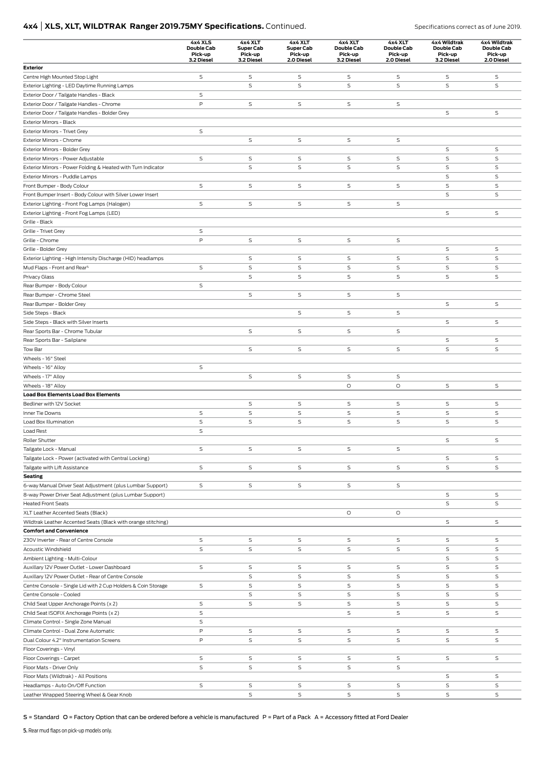## 4x4 | XLS, XLT, WILDTRAK Ranger 2019.75MY Specifications. Continued.

Specifications correct as of June 2019.

| | 4x4 XLS Double Cab Pick-up 3.2 Diesel | 4x4 XLT Super Cab Pick-up 3.2 Diesel | 4x4 XLT Super Cab Pick-up 2.0 Diesel | 4x4 XLT Double Cab Pick-up 3.2 Diesel | 4x4 XLT Double Cab Pick-up 2.0 Diesel | 4x4 Wildtrak Double Cab Pick-up 3.2 Diesel | 4x4 Wildtrak Double Cab Pick-up 2.0 Diesel |
|---|---|---|---|---|---|---|---|
| **Exterior** | | | | | | | |
| Centre High Mounted Stop Light | S | S | S | S | S | S | S |
| Exterior Lighting - LED Daytime Running Lamps | | S | S | S | S | S | S |
| Exterior Door / Tailgate Handles - Black | S | | | | | | |
| Exterior Door / Tailgate Handles - Chrome | P | S | S | S | S | | |
| Exterior Door / Tailgate Handles - Bolder Grey | | | | | | S | S |
| Exterior Mirrors - Black | | | | | | | |
| Exterior Mirrors - Trivet Grey | S | | | | | | |
| Exterior Mirrors - Chrome | | S | S | S | S | | |
| Exterior Mirrors - Bolder Grey | | | | | | S | S |
| Exterior Mirrors - Power Adjustable | S | S | S | S | S | S | S |
| Exterior Mirrors - Power Folding & Heated with Turn Indicator | | S | S | S | S | S | S |
| Exterior Mirrors - Puddle Lamps | | | | | | S | S |
| Front Bumper - Body Colour | S | S | S | S | S | S | S |
| Front Bumper Insert - Body Colour with Silver Lower Insert | | | | | | S | S |
| Exterior Lighting - Front Fog Lamps (Halogen) | S | S | S | S | S | | |
| Exterior Lighting - Front Fog Lamps (LED) | | | | | | S | S |
| Grille - Black | | | | | | | |
| Grille - Trivet Grey | S | | | | | | |
| Grille - Chrome | P | S | S | S | S | | |
| Grille - Bolder Grey | | | | | | S | S |
| Exterior Lighting - High Intensity Discharge (HID) headlamps | | S | S | S | S | S | S |
| Mud Flaps - Front and Rear[5] | S | S | S | S | S | S | S |
| Privacy Glass | | S | S | S | S | S | S |
| Rear Bumper - Body Colour | S | | | | | | |
| Rear Bumper - Chrome Steel | | S | S | S | S | | |
| Rear Bumper - Bolder Grey | | | | | | S | S |
| Side Steps - Black | | | S | S | S | | |
| Side Steps - Black with Silver Inserts | | | | | | S | S |
| Rear Sports Bar - Chrome Tubular | | S | S | S | S | | |
| Rear Sports Bar - Sailplane | | | | | | S | S |
| Tow Bar | | S | S | S | S | S | S |
| Wheels - 16" Steel | | | | | | | |
| Wheels - 16" Alloy | S | | | | | | |
| Wheels - 17" Alloy | | S | S | S | S | | |
| Wheels - 18" Alloy | | | | O | O | S | S |
| **Load Box Elements Load Box Elements** | | | | | | | |
| Bedliner with 12V Socket | | S | S | S | S | S | S |
| Inner Tie Downs | S | S | S | S | S | S | S |
| Load Box Illumination | S | S | S | S | S | S | S |
| Load Rest | S | | | | | | |
| Roller Shutter | | | | | | S | S |
| Tailgate Lock - Manual | S | S | S | S | S | | |
| Tailgate Lock - Power (activated with Central Locking) | | | | | | S | S |
| Tailgate with Lift Assistance | S | S | S | S | S | S | S |
| **Seating** | | | | | | | |
| 6-way Manual Driver Seat Adjustment (plus Lumbar Support) | S | S | S | S | S | | |
| 8-way Power Driver Seat Adjustment (plus Lumbar Support) | | | | | | S | S |
| Heated Front Seats | | | | | | S | S |
| XLT Leather Accented Seats (Black) | | | | O | O | | |
| Wildtrak Leather Accented Seats (Black with orange stitching) | | | | | | S | S |
| **Comfort and Convenience** | | | | | | | |
| 230V Inverter - Rear of Centre Console | S | S | S | S | S | S | S |
| Acoustic Windshield | S | S | S | S | S | S | S |
| Ambient Lighting - Multi-Colour | | | | | | S | S |
| Auxillary 12V Power Outlet - Lower Dashboard | S | S | S | S | S | S | S |
| Auxillary 12V Power Outlet - Rear of Centre Console | | S | S | S | S | S | S |
| Centre Console - Single Lid with 2 Cup Holders & Coin Storage | S | S | S | S | S | S | S |
| Centre Console - Cooled | | S | S | S | S | S | S |
| Child Seat Upper Anchorage Points (x 2) | S | S | S | S | S | S | S |
| Child Seat ISOFIX Anchorage Points (x 2) | S | | | S | S | S | S |
| Climate Control - Single Zone Manual | S | | | | | | |
| Climate Control - Dual Zone Automatic | P | S | S | S | S | S | S |
| Dual Colour 4.2" Instrumentation Screens | P | S | S | S | S | S | S |
| Floor Coverings - Vinyl | | | | | | | |
| Floor Coverings - Carpet | S | S | S | S | S | S | S |
| Floor Mats - Driver Only | S | S | S | S | S | | |
| Floor Mats (Wildtrak) - All Positions | | | | | | S | S |
| Headlamps - Auto On/Off Function | S | S | S | S | S | S | S |
| Leather Wrapped Steering Wheel & Gear Knob | | S | S | S | S | S | S |

S = Standard O = Factory Option that can be ordered before a vehicle is manufactured P = Part of a Pack A = Accessory fitted at Ford Dealer

5. Rear mud flaps on pick-up models only.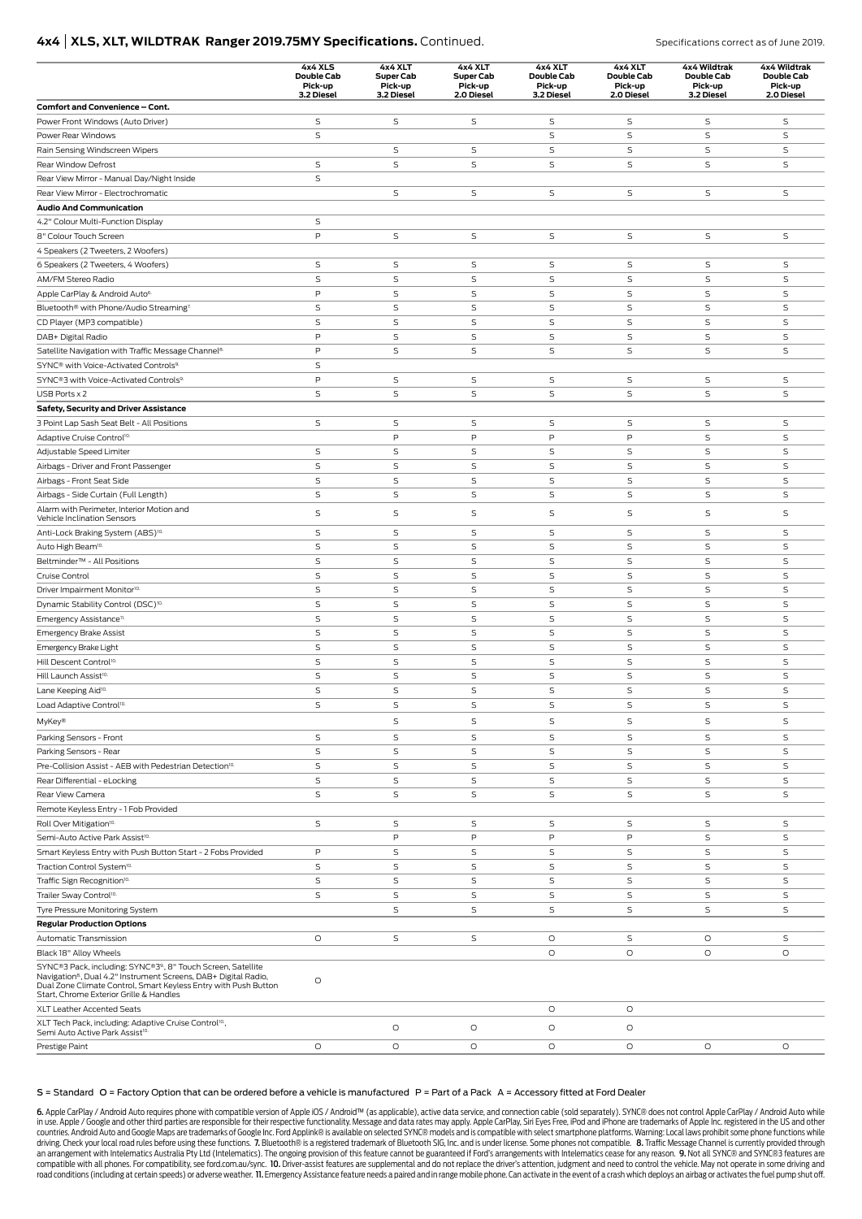## 4x4 | XLS, XLT, WILDTRAK Ranger 2019.75MY Specifications. Continued.

Specifications correct as of June 2019.

| | 4x4 XLS Double Cab Pick-up 3.2 Diesel | 4x4 XLT Super Cab Pick-up 3.2 Diesel | 4x4 XLT Super Cab Pick-up 2.0 Diesel | 4x4 XLT Double Cab Pick-up 3.2 Diesel | 4x4 XLT Double Cab Pick-up 2.0 Diesel | 4x4 Wildtrak Double Cab Pick-up 3.2 Diesel | 4x4 Wildtrak Double Cab Pick-up 2.0 Diesel |
|---|---|---|---|---|---|---|---|
| **Comfort and Convenience – Cont.** | | | | | | | |
| Power Front Windows (Auto Driver) | S | S | S | S | S | S | S |
| Power Rear Windows | S | | | S | S | S | S |
| Rain Sensing Windscreen Wipers | | S | S | S | S | S | S |
| Rear Window Defrost | S | S | S | S | S | S | S |
| Rear View Mirror - Manual Day/Night Inside | S | | | | | | |
| Rear View Mirror - Electrochromatic | | S | S | S | S | S | S |
| **Audio And Communication** | | | | | | | |
| 4.2" Colour Multi-Function Display | S | | | | | | |
| 8" Colour Touch Screen | P | S | S | S | S | S | S |
| 4 Speakers (2 Tweeters, 2 Woofers) | | | | | | | |
| 6 Speakers (2 Tweeters, 4 Woofers) | S | S | S | S | S | S | S |
| AM/FM Stereo Radio | S | S | S | S | S | S | S |
| Apple CarPlay & Android Auto[6] | P | S | S | S | S | S | S |
| Bluetooth® with Phone/Audio Streaming[7] | S | S | S | S | S | S | S |
| CD Player (MP3 compatible) | S | S | S | S | S | S | S |
| DAB+ Digital Radio | P | S | S | S | S | S | S |
| Satellite Navigation with Traffic Message Channel[8] | P | S | S | S | S | S | S |
| SYNC® with Voice-Activated Controls[9] | S | | | | | | |
| SYNC®3 with Voice-Activated Controls[9] | P | S | S | S | S | S | S |
| USB Ports x 2 | S | S | S | S | S | S | S |
| **Safety, Security and Driver Assistance** | | | | | | | |
| 3 Point Lap Sash Seat Belt - All Positions | S | S | S | S | S | S | S |
| Adaptive Cruise Control[10] | | P | P | P | P | S | S |
| Adjustable Speed Limiter | S | S | S | S | S | S | S |
| Airbags - Driver and Front Passenger | S | S | S | S | S | S | S |
| Airbags - Front Seat Side | S | S | S | S | S | S | S |
| Airbags - Side Curtain (Full Length) | S | S | S | S | S | S | S |
| Alarm with Perimeter, Interior Motion and Vehicle Inclination Sensors | S | S | S | S | S | S | S |
| Anti-Lock Braking System (ABS)[10] | S | S | S | S | S | S | S |
| Auto High Beam[10] | S | S | S | S | S | S | S |
| Beltminder™ - All Positions | S | S | S | S | S | S | S |
| Cruise Control | S | S | S | S | S | S | S |
| Driver Impairment Monitor[10] | S | S | S | S | S | S | S |
| Dynamic Stability Control (DSC)[10] | S | S | S | S | S | S | S |
| Emergency Assistance[11] | S | S | S | S | S | S | S |
| Emergency Brake Assist | S | S | S | S | S | S | S |
| Emergency Brake Light | S | S | S | S | S | S | S |
| Hill Descent Control[10] | S | S | S | S | S | S | S |
| Hill Launch Assist[10] | S | S | S | S | S | S | S |
| Lane Keeping Aid[10] | S | S | S | S | S | S | S |
| Load Adaptive Control[10] | S | S | S | S | S | S | S |
| MyKey® | | S | S | S | S | S | S |
| Parking Sensors - Front | S | S | S | S | S | S | S |
| Parking Sensors - Rear | S | S | S | S | S | S | S |
| Pre-Collision Assist - AEB with Pedestrian Detection[10] | S | S | S | S | S | S | S |
| Rear Differential - eLocking | S | S | S | S | S | S | S |
| Rear View Camera | S | S | S | S | S | S | S |
| Remote Keyless Entry - 1 Fob Provided | | | | | | | |
| Roll Over Mitigation[10] | S | S | S | S | S | S | S |
| Semi-Auto Active Park Assist[10] | | P | P | P | P | S | S |
| Smart Keyless Entry with Push Button Start - 2 Fobs Provided | P | S | S | S | S | S | S |
| Traction Control System[10] | S | S | S | S | S | S | S |
| Traffic Sign Recognition[10] | S | S | S | S | S | S | S |
| Trailer Sway Control[10] | S | S | S | S | S | S | S |
| Tyre Pressure Monitoring System | | S | S | S | S | S | S |
| **Regular Production Options** | | | | | | | |
| Automatic Transmission | O | S | S | O | S | O | S |
| Black 18" Alloy Wheels | | | | O | O | O | O |
| SYNC®3 Pack, including: SYNC®3[9], 8" Touch Screen, Satellite Navigation[8], Dual 4.2" Instrument Screens, DAB+ Digital Radio, Dual Zone Climate Control, Smart Keyless Entry with Push Button Start, Chrome Exterior Grille & Handles | O | | | | | | |
| XLT Leather Accented Seats | | | | O | O | | |
| XLT Tech Pack, including: Adaptive Cruise Control[10], Semi Auto Active Park Assist[10] | | O | O | O | O | | |
| Prestige Paint | O | O | O | O | O | O | O |

S = Standard  O = Factory Option that can be ordered before a vehicle is manufactured  P = Part of a Pack  A = Accessory fitted at Ford Dealer

**6.** Apple CarPlay / Android Auto requires phone with compatible version of Apple iOS / Android™ (as applicable), active data service, and connection cable (sold separately). SYNC® does not control Apple CarPlay / Android Auto while in use. Apple / Google and other third parties are responsible for their respective functionality. Message and data rates may apply. Apple CarPlay, Siri Eyes Free, iPod and iPhone are trademarks of Apple Inc. registered in the US and other countries. Android Auto and Google Maps are trademarks of Google Inc. Ford Applink® is available on selected SYNC® models and is compatible with select smartphone platforms. Warning: Local laws prohibit some phone functions while driving. Check your local road rules before using these functions. **7.** Bluetooth® is a registered trademark of Bluetooth SIG, Inc. and is under license. Some phones not compatible. **8.** Traffic Message Channel is currently provided through an arrangement with Intelematics Australia Pty Ltd (Intelematics). The ongoing provision of this feature cannot be guaranteed if Ford's arrangements with Intelematics cease for any reason. **9.** Not all SYNC® and SYNC®3 features are compatible with all phones. For compatibility, see ford.com.au/sync. **10.** Driver-assist features are supplemental and do not replace the driver's attention, judgment and need to control the vehicle. May not operate in some driving and road conditions (including at certain speeds) or adverse weather. **11.** Emergency Assistance feature needs a paired and in range mobile phone. Can activate in the event of a crash which deploys an airbag or activates the fuel pump shut off.